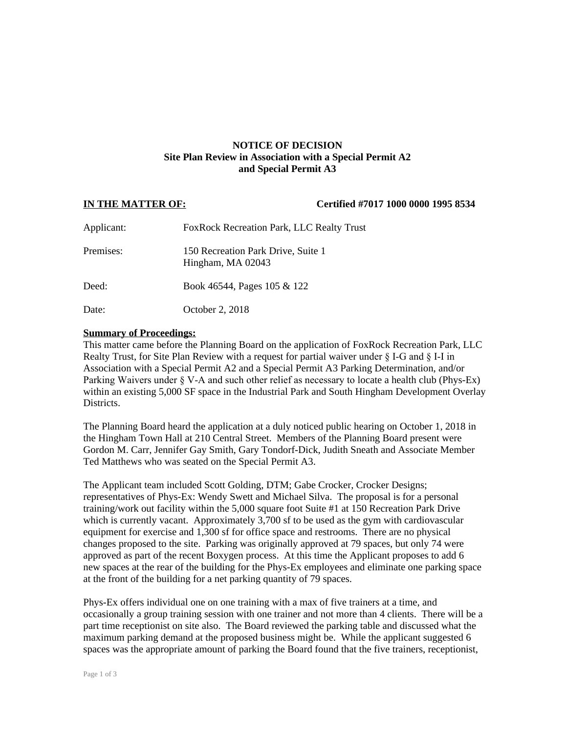**NOTICE OF DECISION**
**Site Plan Review in Association with a Special Permit A2**
**and Special Permit A3**

**IN THE MATTER OF:** **Certified #7017 1000 0000 1995 8534**

Applicant: FoxRock Recreation Park, LLC Realty Trust

Premises: 150 Recreation Park Drive, Suite 1
Hingham, MA 02043

Deed: Book 46544, Pages 105 & 122

Date: October 2, 2018

**Summary of Proceedings:**
This matter came before the Planning Board on the application of FoxRock Recreation Park, LLC Realty Trust, for Site Plan Review with a request for partial waiver under § I-G and § I-I in Association with a Special Permit A2 and a Special Permit A3 Parking Determination, and/or Parking Waivers under § V-A and such other relief as necessary to locate a health club (Phys-Ex) within an existing 5,000 SF space in the Industrial Park and South Hingham Development Overlay Districts.

The Planning Board heard the application at a duly noticed public hearing on October 1, 2018 in the Hingham Town Hall at 210 Central Street. Members of the Planning Board present were Gordon M. Carr, Jennifer Gay Smith, Gary Tondorf-Dick, Judith Sneath and Associate Member Ted Matthews who was seated on the Special Permit A3.

The Applicant team included Scott Golding, DTM; Gabe Crocker, Crocker Designs; representatives of Phys-Ex: Wendy Swett and Michael Silva. The proposal is for a personal training/work out facility within the 5,000 square foot Suite #1 at 150 Recreation Park Drive which is currently vacant. Approximately 3,700 sf to be used as the gym with cardiovascular equipment for exercise and 1,300 sf for office space and restrooms. There are no physical changes proposed to the site. Parking was originally approved at 79 spaces, but only 74 were approved as part of the recent Boxygen process. At this time the Applicant proposes to add 6 new spaces at the rear of the building for the Phys-Ex employees and eliminate one parking space at the front of the building for a net parking quantity of 79 spaces.

Phys-Ex offers individual one on one training with a max of five trainers at a time, and occasionally a group training session with one trainer and not more than 4 clients. There will be a part time receptionist on site also. The Board reviewed the parking table and discussed what the maximum parking demand at the proposed business might be. While the applicant suggested 6 spaces was the appropriate amount of parking the Board found that the five trainers, receptionist,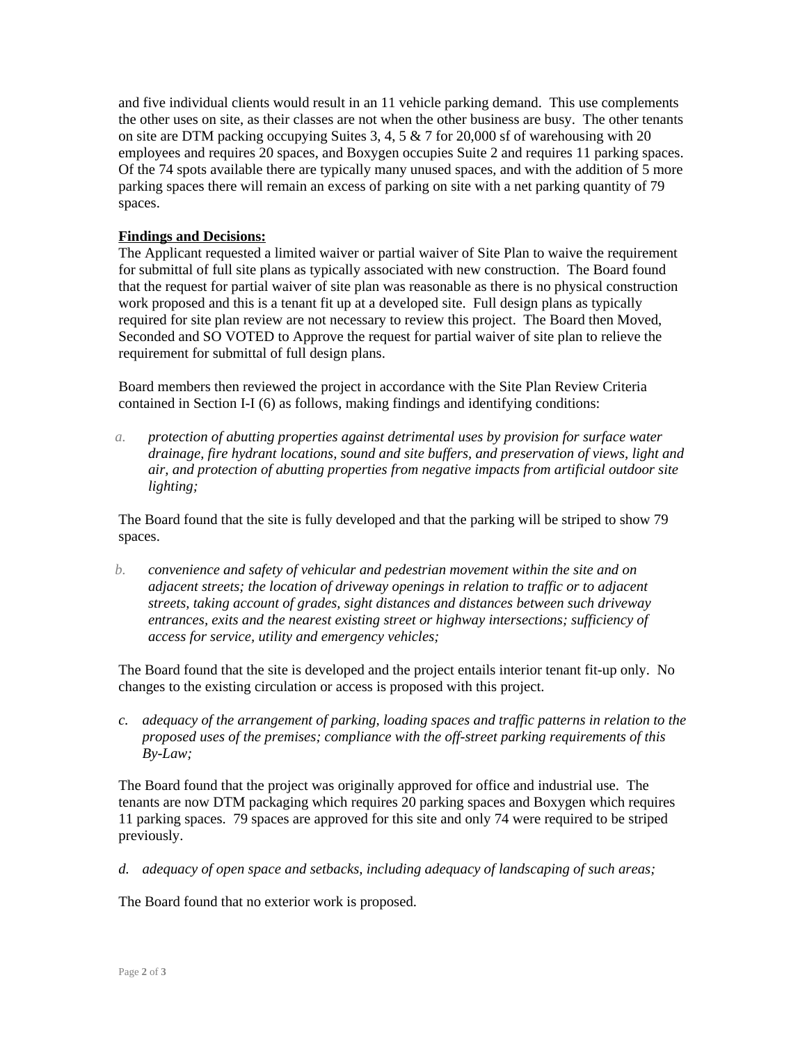and five individual clients would result in an 11 vehicle parking demand. This use complements the other uses on site, as their classes are not when the other business are busy. The other tenants on site are DTM packing occupying Suites 3, 4, 5 & 7 for 20,000 sf of warehousing with 20 employees and requires 20 spaces, and Boxygen occupies Suite 2 and requires 11 parking spaces. Of the 74 spots available there are typically many unused spaces, and with the addition of 5 more parking spaces there will remain an excess of parking on site with a net parking quantity of 79 spaces.

**Findings and Decisions:**

The Applicant requested a limited waiver or partial waiver of Site Plan to waive the requirement for submittal of full site plans as typically associated with new construction. The Board found that the request for partial waiver of site plan was reasonable as there is no physical construction work proposed and this is a tenant fit up at a developed site. Full design plans as typically required for site plan review are not necessary to review this project. The Board then Moved, Seconded and SO VOTED to Approve the request for partial waiver of site plan to relieve the requirement for submittal of full design plans.

Board members then reviewed the project in accordance with the Site Plan Review Criteria contained in Section I-I (6) as follows, making findings and identifying conditions:

a. *protection of abutting properties against detrimental uses by provision for surface water drainage, fire hydrant locations, sound and site buffers, and preservation of views, light and air, and protection of abutting properties from negative impacts from artificial outdoor site lighting;*

The Board found that the site is fully developed and that the parking will be striped to show 79 spaces.

b. *convenience and safety of vehicular and pedestrian movement within the site and on adjacent streets; the location of driveway openings in relation to traffic or to adjacent streets, taking account of grades, sight distances and distances between such driveway entrances, exits and the nearest existing street or highway intersections; sufficiency of access for service, utility and emergency vehicles;*

The Board found that the site is developed and the project entails interior tenant fit-up only. No changes to the existing circulation or access is proposed with this project.

c. *adequacy of the arrangement of parking, loading spaces and traffic patterns in relation to the proposed uses of the premises; compliance with the off-street parking requirements of this By-Law;*

The Board found that the project was originally approved for office and industrial use. The tenants are now DTM packaging which requires 20 parking spaces and Boxygen which requires 11 parking spaces. 79 spaces are approved for this site and only 74 were required to be striped previously.

d. *adequacy of open space and setbacks, including adequacy of landscaping of such areas;*

The Board found that no exterior work is proposed.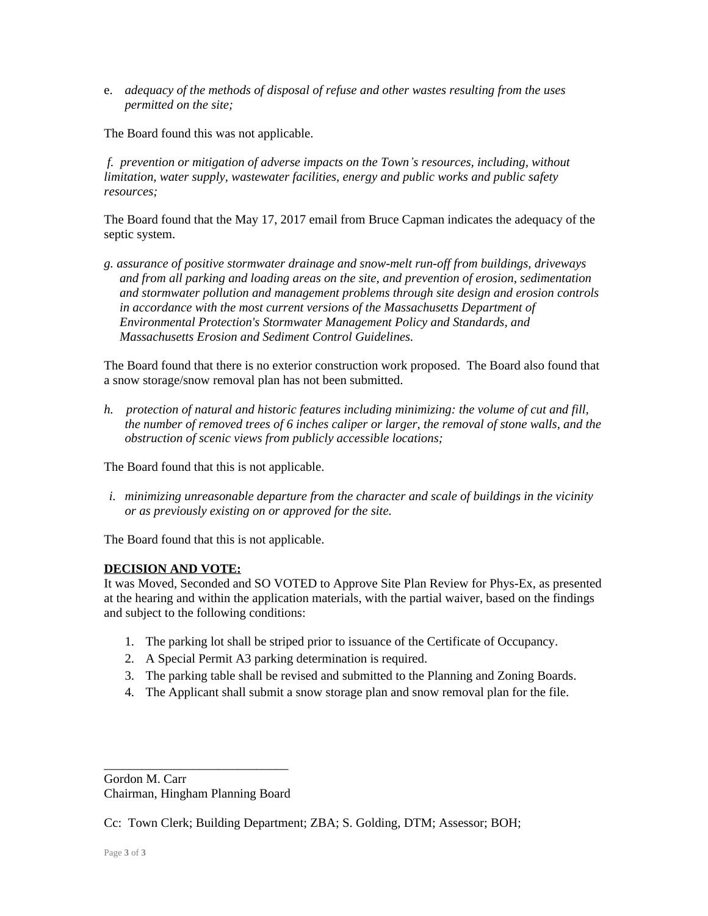e. *adequacy of the methods of disposal of refuse and other wastes resulting from the uses permitted on the site;*

The Board found this was not applicable.

*f. prevention or mitigation of adverse impacts on the Town's resources, including, without limitation, water supply, wastewater facilities, energy and public works and public safety resources;*

The Board found that the May 17, 2017 email from Bruce Capman indicates the adequacy of the septic system.

*g. assurance of positive stormwater drainage and snow-melt run-off from buildings, driveways and from all parking and loading areas on the site, and prevention of erosion, sedimentation and stormwater pollution and management problems through site design and erosion controls in accordance with the most current versions of the Massachusetts Department of Environmental Protection's Stormwater Management Policy and Standards, and Massachusetts Erosion and Sediment Control Guidelines.*

The Board found that there is no exterior construction work proposed. The Board also found that a snow storage/snow removal plan has not been submitted.

*h. protection of natural and historic features including minimizing: the volume of cut and fill, the number of removed trees of 6 inches caliper or larger, the removal of stone walls, and the obstruction of scenic views from publicly accessible locations;*

The Board found that this is not applicable.

*i. minimizing unreasonable departure from the character and scale of buildings in the vicinity or as previously existing on or approved for the site.*

The Board found that this is not applicable.

**DECISION AND VOTE:**
It was Moved, Seconded and SO VOTED to Approve Site Plan Review for Phys-Ex, as presented at the hearing and within the application materials, with the partial waiver, based on the findings and subject to the following conditions:

1. The parking lot shall be striped prior to issuance of the Certificate of Occupancy.
2. A Special Permit A3 parking determination is required.
3. The parking table shall be revised and submitted to the Planning and Zoning Boards.
4. The Applicant shall submit a snow storage plan and snow removal plan for the file.

_____________________________
Gordon M. Carr
Chairman, Hingham Planning Board

Cc: Town Clerk; Building Department; ZBA; S. Golding, DTM; Assessor; BOH;